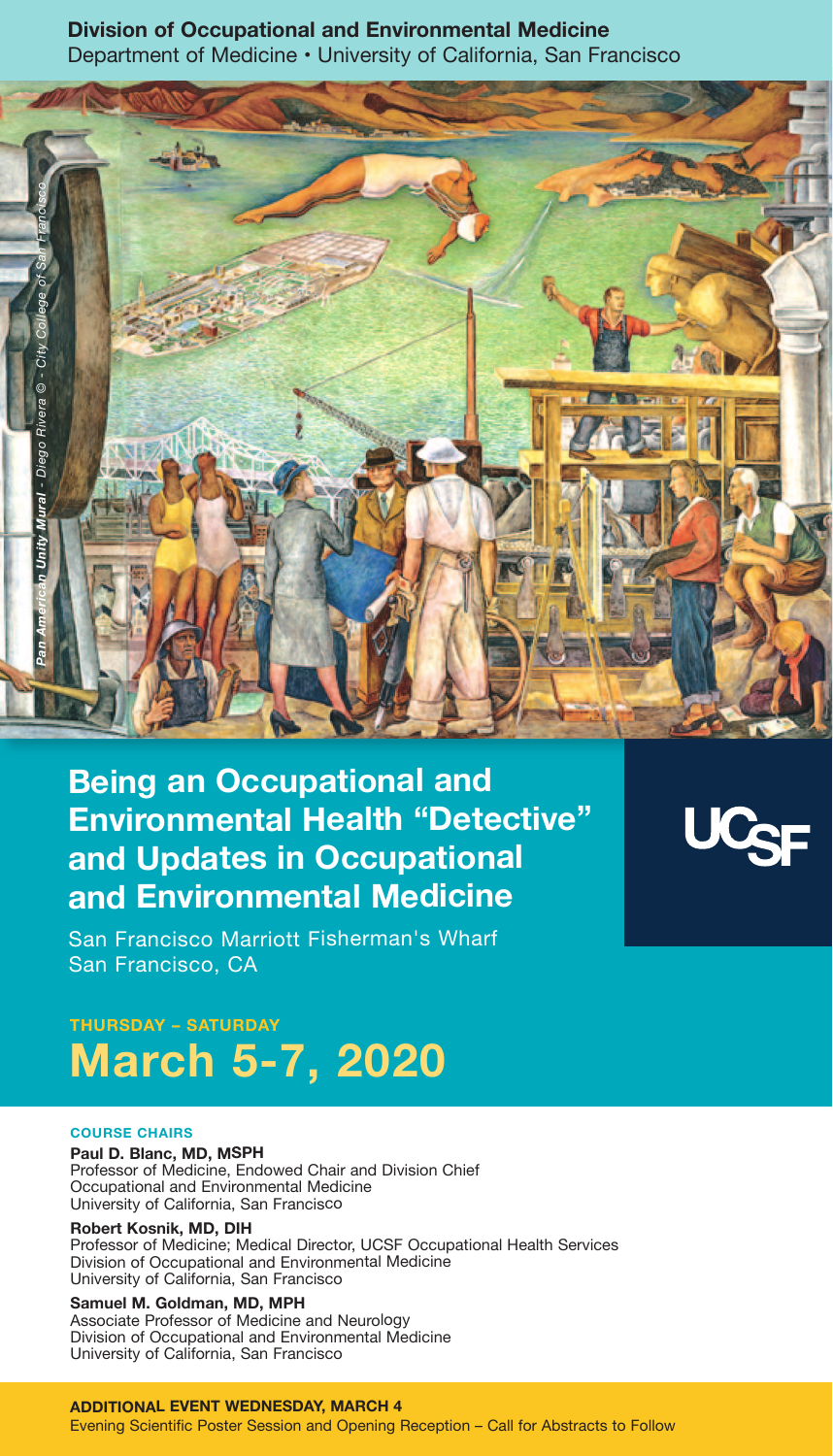**Division of Occupational and Environmental Medicine**
Department of Medicine • University of California, San Francisco

*Pan American Unity Mural* - Diego Rivera © - City College of San Francisco

# Being an Occupational and Environmental Health "Detective" and Updates in Occupational and Environmental Medicine

UCSF

San Francisco Marriott Fisherman's Wharf
San Francisco, CA

**THURSDAY – SATURDAY**

## March 5-7, 2020

**COURSE CHAIRS**

**Paul D. Blanc, MD, MSPH**
Professor of Medicine, Endowed Chair and Division Chief
Occupational and Environmental Medicine
University of California, San Francisco

**Robert Kosnik, MD, DIH**
Professor of Medicine; Medical Director, UCSF Occupational Health Services
Division of Occupational and Environmental Medicine
University of California, San Francisco

**Samuel M. Goldman, MD, MPH**
Associate Professor of Medicine and Neurology
Division of Occupational and Environmental Medicine
University of California, San Francisco

**ADDITIONAL EVENT WEDNESDAY, MARCH 4**
Evening Scientific Poster Session and Opening Reception – Call for Abstracts to Follow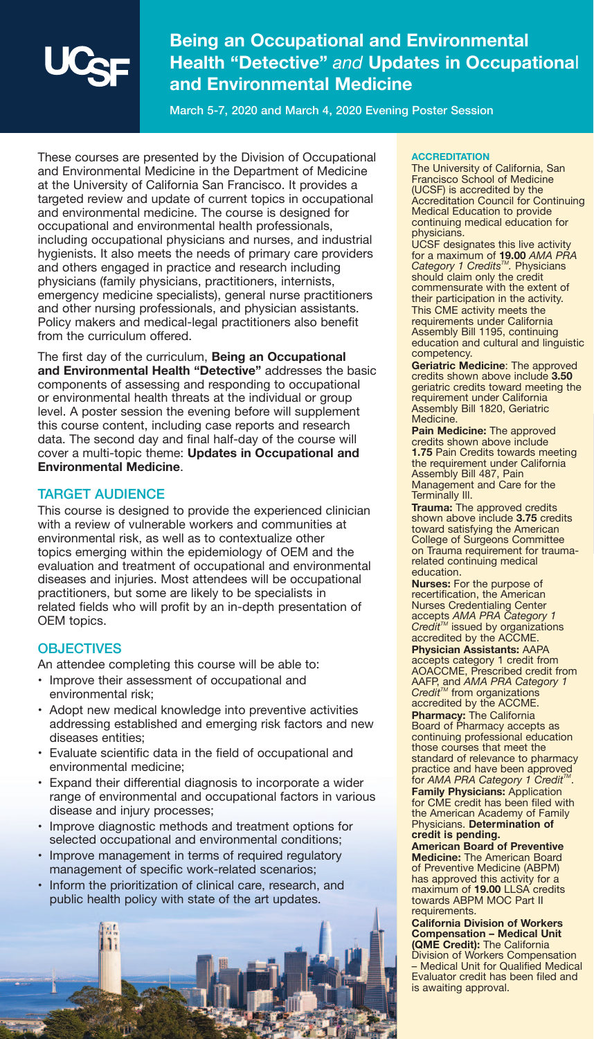# Being an Occupational and Environmental Health "Detective" *and* Updates in Occupational and Environmental Medicine

March 5-7, 2020 and March 4, 2020 Evening Poster Session

These courses are presented by the Division of Occupational and Environmental Medicine in the Department of Medicine at the University of California San Francisco. It provides a targeted review and update of current topics in occupational and environmental medicine. The course is designed for occupational and environmental health professionals, including occupational physicians and nurses, and industrial hygienists. It also meets the needs of primary care providers and others engaged in practice and research including physicians (family physicians, practitioners, internists, emergency medicine specialists), general nurse practitioners and other nursing professionals, and physician assistants. Policy makers and medical-legal practitioners also benefit from the curriculum offered.

The first day of the curriculum, **Being an Occupational and Environmental Health "Detective"** addresses the basic components of assessing and responding to occupational or environmental health threats at the individual or group level. A poster session the evening before will supplement this course content, including case reports and research data. The second day and final half-day of the course will cover a multi-topic theme: **Updates in Occupational and Environmental Medicine**.

## TARGET AUDIENCE

This course is designed to provide the experienced clinician with a review of vulnerable workers and communities at environmental risk, as well as to contextualize other topics emerging within the epidemiology of OEM and the evaluation and treatment of occupational and environmental diseases and injuries. Most attendees will be occupational practitioners, but some are likely to be specialists in related fields who will profit by an in-depth presentation of OEM topics.

## OBJECTIVES

An attendee completing this course will be able to:

- Improve their assessment of occupational and environmental risk;
- Adopt new medical knowledge into preventive activities addressing established and emerging risk factors and new diseases entities;
- Evaluate scientific data in the field of occupational and environmental medicine;
- Expand their differential diagnosis to incorporate a wider range of environmental and occupational factors in various disease and injury processes;
- Improve diagnostic methods and treatment options for selected occupational and environmental conditions;
- Improve management in terms of required regulatory management of specific work-related scenarios;
- Inform the prioritization of clinical care, research, and public health policy with state of the art updates.

## ACCREDITATION

The University of California, San Francisco School of Medicine (UCSF) is accredited by the Accreditation Council for Continuing Medical Education to provide continuing medical education for physicians.

UCSF designates this live activity for a maximum of **19.00** *AMA PRA Category 1 Credits™*. Physicians should claim only the credit commensurate with the extent of their participation in the activity.

This CME activity meets the requirements under California Assembly Bill 1195, continuing education and cultural and linguistic competency.

**Geriatric Medicine**: The approved credits shown above include **3.50** geriatric credits toward meeting the requirement under California Assembly Bill 1820, Geriatric Medicine.

**Pain Medicine:** The approved credits shown above include **1.75** Pain Credits towards meeting the requirement under California Assembly Bill 487, Pain Management and Care for the Terminally Ill.

**Trauma:** The approved credits shown above include **3.75** credits toward satisfying the American College of Surgeons Committee on Trauma requirement for trauma-related continuing medical education.

**Nurses:** For the purpose of recertification, the American Nurses Credentialing Center accepts *AMA PRA Category 1 Credit™* issued by organizations accredited by the ACCME.

**Physician Assistants:** AAPA accepts category 1 credit from AOACCME, Prescribed credit from AAFP, and *AMA PRA Category 1 Credit™* from organizations accredited by the ACCME.

**Pharmacy:** The California Board of Pharmacy accepts as continuing professional education those courses that meet the standard of relevance to pharmacy practice and have been approved for *AMA PRA Category 1 Credit™*.

**Family Physicians:** Application for CME credit has been filed with the American Academy of Family Physicians. **Determination of credit is pending.**

**American Board of Preventive Medicine:** The American Board of Preventive Medicine (ABPM) has approved this activity for a maximum of **19.00** LLSA credits towards ABPM MOC Part II requirements.

**California Division of Workers Compensation – Medical Unit (QME Credit):** The California Division of Workers Compensation – Medical Unit for Qualified Medical Evaluator credit has been filed and is awaiting approval.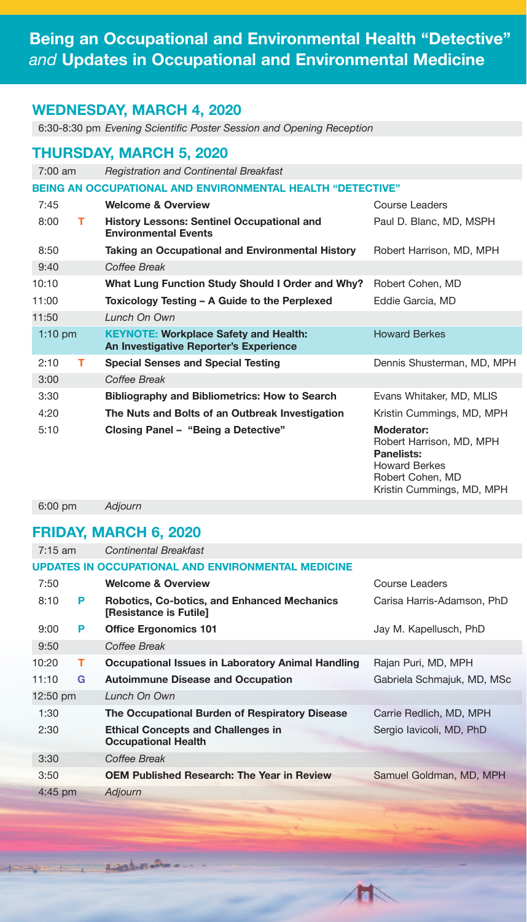# Being an Occupational and Environmental Health “Detective” *and* Updates in Occupational and Environmental Medicine

## WEDNESDAY, MARCH 4, 2020

6:30-8:30 pm *Evening Scientific Poster Session and Opening Reception*

## THURSDAY, MARCH 5, 2020

| Time | | Session | Speaker |
|---|---|---|---|
| 7:00 am | | *Registration and Continental Breakfast* | |
| | | **BEING AN OCCUPATIONAL AND ENVIRONMENTAL HEALTH “DETECTIVE”** | |
| 7:45 | | **Welcome & Overview** | Course Leaders |
| 8:00 | T | **History Lessons: Sentinel Occupational and Environmental Events** | Paul D. Blanc, MD, MSPH |
| 8:50 | | **Taking an Occupational and Environmental History** | Robert Harrison, MD, MPH |
| 9:40 | | *Coffee Break* | |
| 10:10 | | **What Lung Function Study Should I Order and Why?** | Robert Cohen, MD |
| 11:00 | | **Toxicology Testing – A Guide to the Perplexed** | Eddie Garcia, MD |
| 11:50 | | *Lunch On Own* | |
| 1:10 pm | | KEYNOTE: **Workplace Safety and Health: An Investigative Reporter’s Experience** | Howard Berkes |
| 2:10 | T | **Special Senses and Special Testing** | Dennis Shusterman, MD, MPH |
| 3:00 | | *Coffee Break* | |
| 3:30 | | **Bibliography and Bibliometrics: How to Search** | Evans Whitaker, MD, MLIS |
| 4:20 | | **The Nuts and Bolts of an Outbreak Investigation** | Kristin Cummings, MD, MPH |
| 5:10 | | **Closing Panel – “Being a Detective”** | **Moderator:** Robert Harrison, MD, MPH **Panelists:** Howard Berkes, Robert Cohen, MD, Kristin Cummings, MD, MPH |
| 6:00 pm | | *Adjourn* | |

## FRIDAY, MARCH 6, 2020

| Time | | Session | Speaker |
|---|---|---|---|
| 7:15 am | | *Continental Breakfast* | |
| | | **UPDATES IN OCCUPATIONAL AND ENVIRONMENTAL MEDICINE** | |
| 7:50 | | **Welcome & Overview** | Course Leaders |
| 8:10 | P | **Robotics, Co-botics, and Enhanced Mechanics [Resistance is Futile]** | Carisa Harris-Adamson, PhD |
| 9:00 | P | **Office Ergonomics 101** | Jay M. Kapellusch, PhD |
| 9:50 | | *Coffee Break* | |
| 10:20 | T | **Occupational Issues in Laboratory Animal Handling** | Rajan Puri, MD, MPH |
| 11:10 | G | **Autoimmune Disease and Occupation** | Gabriela Schmajuk, MD, MSc |
| 12:50 pm | | *Lunch On Own* | |
| 1:30 | | **The Occupational Burden of Respiratory Disease** | Carrie Redlich, MD, MPH |
| 2:30 | | **Ethical Concepts and Challenges in Occupational Health** | Sergio Iavicoli, MD, PhD |
| 3:30 | | *Coffee Break* | |
| 3:50 | | **OEM Published Research: The Year in Review** | Samuel Goldman, MD, MPH |
| 4:45 pm | | *Adjourn* | |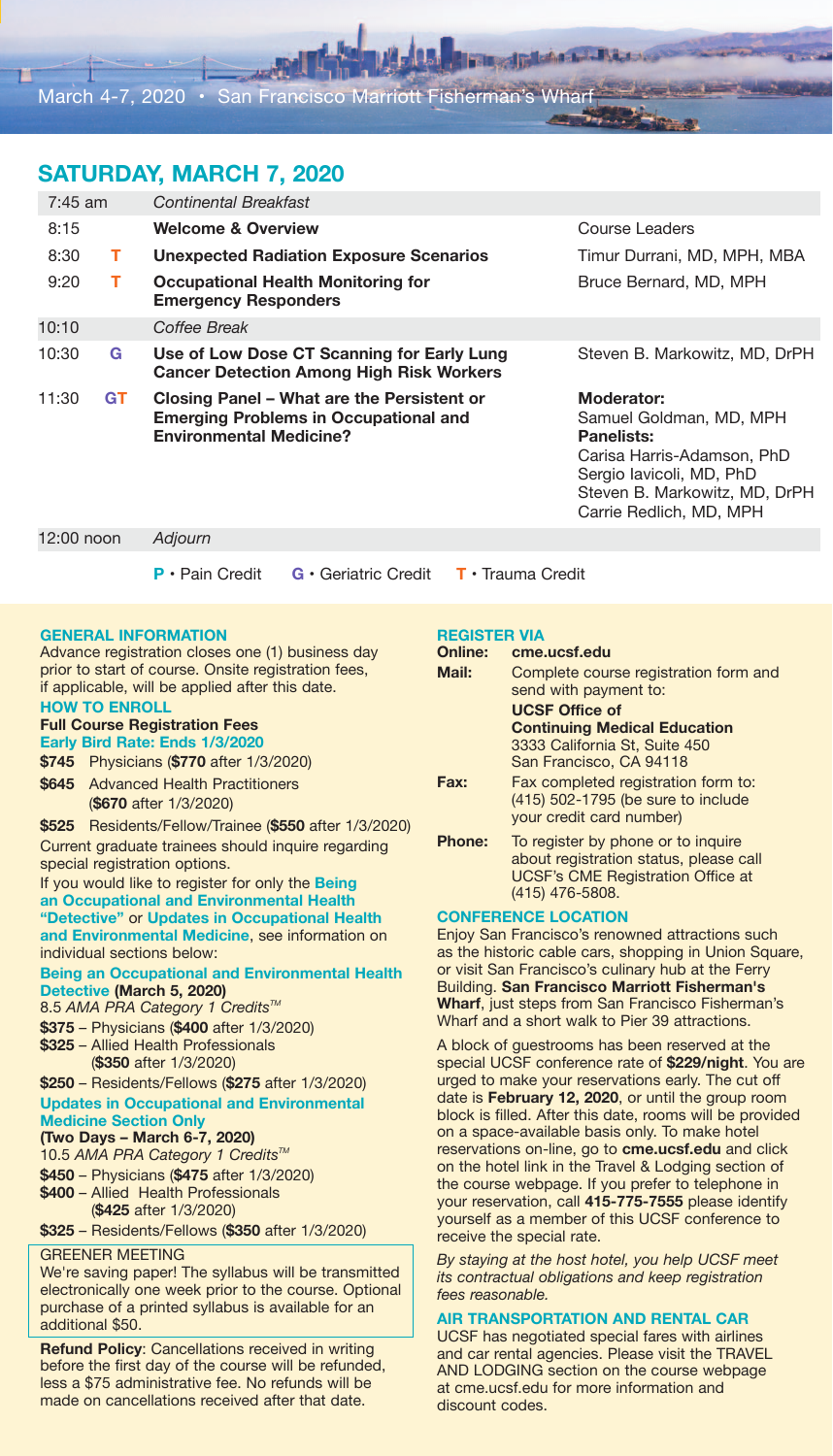March 4-7, 2020 • San Francisco Marriott Fisherman's Wharf

## SATURDAY, MARCH 7, 2020

| Time | Credit | Session | Speaker |
|---|---|---|---|
| 7:45 am | | *Continental Breakfast* | |
| 8:15 | | **Welcome & Overview** | Course Leaders |
| 8:30 | T | **Unexpected Radiation Exposure Scenarios** | Timur Durrani, MD, MPH, MBA |
| 9:20 | T | **Occupational Health Monitoring for Emergency Responders** | Bruce Bernard, MD, MPH |
| 10:10 | | *Coffee Break* | |
| 10:30 | G | **Use of Low Dose CT Scanning for Early Lung Cancer Detection Among High Risk Workers** | Steven B. Markowitz, MD, DrPH |
| 11:30 | GT | **Closing Panel – What are the Persistent or Emerging Problems in Occupational and Environmental Medicine?** | **Moderator:** Samuel Goldman, MD, MPH **Panelists:** Carisa Harris-Adamson, PhD; Sergio Iavicoli, MD, PhD; Steven B. Markowitz, MD, DrPH; Carrie Redlich, MD, MPH |
| 12:00 noon | | *Adjourn* | |

**P** • Pain Credit **G** • Geriatric Credit **T** • Trauma Credit

### GENERAL INFORMATION

Advance registration closes one (1) business day prior to start of course. Onsite registration fees, if applicable, will be applied after this date.

### HOW TO ENROLL

**Full Course Registration Fees**

**Early Bird Rate: Ends 1/3/2020**

**$745** Physicians (**$770** after 1/3/2020)

**$645** Advanced Health Practitioners (**$670** after 1/3/2020)

**$525** Residents/Fellow/Trainee (**$550** after 1/3/2020)

Current graduate trainees should inquire regarding special registration options.

If you would like to register for only the **Being an Occupational and Environmental Health "Detective"** or **Updates in Occupational Health and Environmental Medicine**, see information on individual sections below:

**Being an Occupational and Environmental Health Detective (March 5, 2020)**

8.5 *AMA PRA Category 1 Credits™*

**$375** – Physicians (**$400** after 1/3/2020)

**$325** – Allied Health Professionals (**$350** after 1/3/2020)

**$250** – Residents/Fellows (**$275** after 1/3/2020)

**Updates in Occupational and Environmental Medicine Section Only**

**(Two Days – March 6-7, 2020)**

10.5 *AMA PRA Category 1 Credits™*

**$450** – Physicians (**$475** after 1/3/2020)

**$400** – Allied Health Professionals (**$425** after 1/3/2020)

**$325** – Residents/Fellows (**$350** after 1/3/2020)

GREENER MEETING

We're saving paper! The syllabus will be transmitted electronically one week prior to the course. Optional purchase of a printed syllabus is available for an additional $50.

**Refund Policy**: Cancellations received in writing before the first day of the course will be refunded, less a $75 administrative fee. No refunds will be made on cancellations received after that date.

### REGISTER VIA

**Online:** **cme.ucsf.edu**

**Mail:** Complete course registration form and send with payment to:
**UCSF Office of Continuing Medical Education**
3333 California St, Suite 450
San Francisco, CA 94118

**Fax:** Fax completed registration form to: (415) 502-1795 (be sure to include your credit card number)

**Phone:** To register by phone or to inquire about registration status, please call UCSF's CME Registration Office at (415) 476-5808.

### CONFERENCE LOCATION

Enjoy San Francisco's renowned attractions such as the historic cable cars, shopping in Union Square, or visit San Francisco's culinary hub at the Ferry Building. **San Francisco Marriott Fisherman's Wharf**, just steps from San Francisco Fisherman's Wharf and a short walk to Pier 39 attractions.

A block of guestrooms has been reserved at the special UCSF conference rate of **$229/night**. You are urged to make your reservations early. The cut off date is **February 12, 2020**, or until the group room block is filled. After this date, rooms will be provided on a space-available basis only. To make hotel reservations on-line, go to **cme.ucsf.edu** and click on the hotel link in the Travel & Lodging section of the course webpage. If you prefer to telephone in your reservation, call **415-775-7555** please identify yourself as a member of this UCSF conference to receive the special rate.

*By staying at the host hotel, you help UCSF meet its contractual obligations and keep registration fees reasonable.*

### AIR TRANSPORTATION AND RENTAL CAR

UCSF has negotiated special fares with airlines and car rental agencies. Please visit the TRAVEL AND LODGING section on the course webpage at cme.ucsf.edu for more information and discount codes.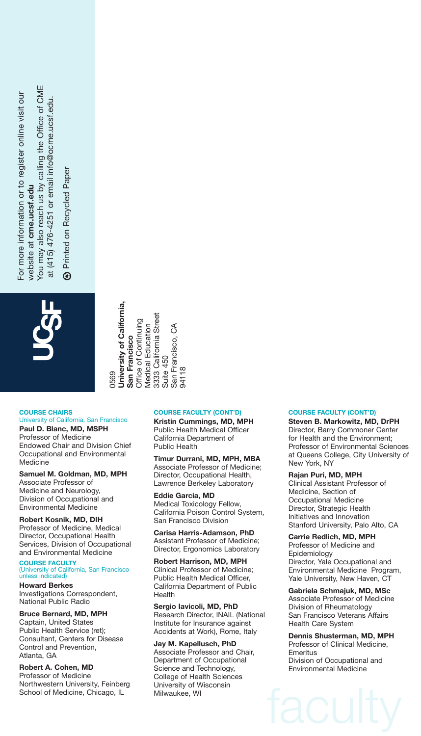For more information or to register online visit our website at **cme.ucsf.edu**
You may also reach us by calling the Office of CME at (415) 476-4251 or email info@ocme.ucsf.edu.

Printed on Recycled Paper

0569
**University of California, San Francisco**
Office of Continuing Medical Education
3333 California Street
Suite 450
San Francisco, CA
94118

## COURSE CHAIRS

University of California, San Francisco

**Paul D. Blanc, MD, MSPH**
Professor of Medicine
Endowed Chair and Division Chief Occupational and Environmental Medicine

**Samuel M. Goldman, MD, MPH**
Associate Professor of Medicine and Neurology, Division of Occupational and Environmental Medicine

**Robert Kosnik, MD, DIH**
Professor of Medicine, Medical Director, Occupational Health Services, Division of Occupational and Environmental Medicine

## COURSE FACULTY

(University of California, San Francisco unless indicated)

**Howard Berkes**
Investigations Correspondent, National Public Radio

**Bruce Bernard, MD, MPH**
Captain, United States Public Health Service (ret); Consultant, Centers for Disease Control and Prevention, Atlanta, GA

**Robert A. Cohen, MD**
Professor of Medicine
Northwestern University, Feinberg School of Medicine, Chicago, IL

## COURSE FACULTY (CONT'D)

**Kristin Cummings, MD, MPH**
Public Health Medical Officer
California Department of Public Health

**Timur Durrani, MD, MPH, MBA**
Associate Professor of Medicine; Director, Occupational Health, Lawrence Berkeley Laboratory

**Eddie Garcia, MD**
Medical Toxicology Fellow, California Poison Control System, San Francisco Division

**Carisa Harris-Adamson, PhD**
Assistant Professor of Medicine; Director, Ergonomics Laboratory

**Robert Harrison, MD, MPH**
Clinical Professor of Medicine; Public Health Medical Officer, California Department of Public Health

**Sergio Iavicoli, MD, PhD**
Research Director, INAIL (National Institute for Insurance against Accidents at Work), Rome, Italy

**Jay M. Kapellusch, PhD**
Associate Professor and Chair, Department of Occupational Science and Technology, College of Health Sciences University of Wisconsin Milwaukee, WI

## COURSE FACULTY (CONT'D)

**Steven B. Markowitz, MD, DrPH**
Director, Barry Commoner Center for Health and the Environment; Professor of Environmental Sciences at Queens College, City University of New York, NY

**Rajan Puri, MD, MPH**
Clinical Assistant Professor of Medicine, Section of Occupational Medicine
Director, Strategic Health Initiatives and Innovation
Stanford University, Palo Alto, CA

**Carrie Redlich, MD, MPH**
Professor of Medicine and Epidemiology
Director, Yale Occupational and Environmental Medicine Program, Yale University, New Haven, CT

**Gabriela Schmajuk, MD, MSc**
Associate Professor of Medicine
Division of Rheumatology
San Francisco Veterans Affairs Health Care System

**Dennis Shusterman, MD, MPH**
Professor of Clinical Medicine, Emeritus
Division of Occupational and Environmental Medicine

faculty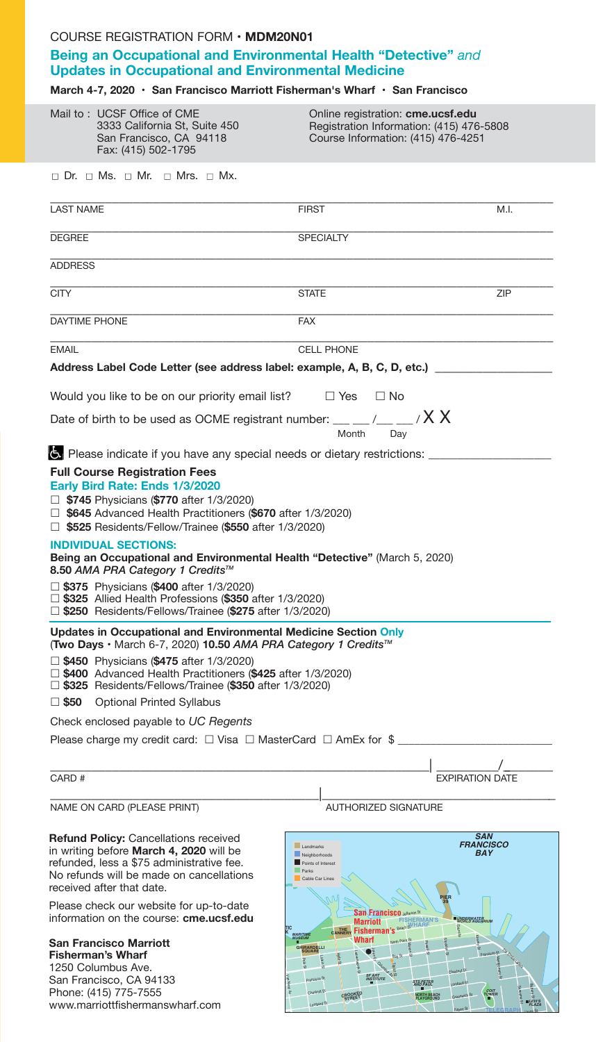COURSE REGISTRATION FORM • **MDM20N01**

## Being an Occupational and Environmental Health "Detective" *and* Updates in Occupational and Environmental Medicine

**March 4-7, 2020 • San Francisco Marriott Fisherman's Wharf • San Francisco**

Mail to : UCSF Office of CME
3333 California St, Suite 450
San Francisco, CA 94118
Fax: (415) 502-1795

Online registration: **cme.ucsf.edu**
Registration Information: (415) 476-5808
Course Information: (415) 476-4251

☐ Dr. ☐ Ms. ☐ Mr. ☐ Mrs. ☐ Mx.

LAST NAME ____________________ FIRST ____________________ M.I. ______

DEGREE ____________________ SPECIALTY ____________________

ADDRESS ________________________________________

CITY ____________________ STATE ____________________ ZIP ______

DAYTIME PHONE ____________________ FAX ____________________

EMAIL ____________________ CELL PHONE ____________________

**Address Label Code Letter (see address label: example, A, B, C, D, etc.)** ____________________

Would you like to be on our priority email list? ☐ Yes ☐ No

Date of birth to be used as OCME registrant number: \_\_ \_\_ / \_\_ \_\_ / X X
Month Day

♿ Please indicate if you have any special needs or dietary restrictions: ____________________

**Full Course Registration Fees**

**Early Bird Rate: Ends 1/3/2020**

- ☐ **$745** Physicians (**$770** after 1/3/2020)
- ☐ **$645** Advanced Health Practitioners (**$670** after 1/3/2020)
- ☐ **$525** Residents/Fellow/Trainee (**$550** after 1/3/2020)

**INDIVIDUAL SECTIONS:**

**Being an Occupational and Environmental Health "Detective"** (March 5, 2020)
**8.50** ***AMA PRA Category 1 Credits™***

- ☐ **$375** Physicians (**$400** after 1/3/2020)
- ☐ **$325** Allied Health Professions (**$350** after 1/3/2020)
- ☐ **$250** Residents/Fellows/Trainee (**$275** after 1/3/2020)

**Updates in Occupational and Environmental Medicine Section Only**
(**Two Days** • March 6-7, 2020) **10.50** ***AMA PRA Category 1 Credits™***

- ☐ **$450** Physicians (**$475** after 1/3/2020)
- ☐ **$400** Advanced Health Practitioners (**$425** after 1/3/2020)
- ☐ **$325** Residents/Fellows/Trainee (**$350** after 1/3/2020)
- ☐ **$50** Optional Printed Syllabus

Check enclosed payable to *UC Regents*

Please charge my credit card: ☐ Visa ☐ MasterCard ☐ AmEx for $ ____________________

CARD # ____________________ EXPIRATION DATE \_\_\_\_ / \_\_\_\_

NAME ON CARD (PLEASE PRINT) ____________________ AUTHORIZED SIGNATURE ____________________

**Refund Policy:** Cancellations received in writing before **March 4, 2020** will be refunded, less a $75 administrative fee. No refunds will be made on cancellations received after that date.

Please check our website for up-to-date information on the course: **cme.ucsf.edu**

**San Francisco Marriott Fisherman's Wharf**
1250 Columbus Ave.
San Francisco, CA 94133
Phone: (415) 775-7555
www.marriottfishermanswharf.com

SAN FRANCISCO BAY
Landmarks
Neighborhoods
Points of Interest
Parks
Cable Car Lines
San Francisco Marriott Fisherman's Wharf
FISHERMAN'S WHARF
PIER 39
UNDERWATER WORLD AQUARIUM
THE CANNERY
MARITIME MUSEUM
GHIRARDELLI SQUARE
SF ART INSTITUTE
STS PETER AND PAUL
NORTH BEACH PLAYGROUND
CROOKED STREET
COIT TOWER
LEVI'S PLAZA
TELEGRAPH